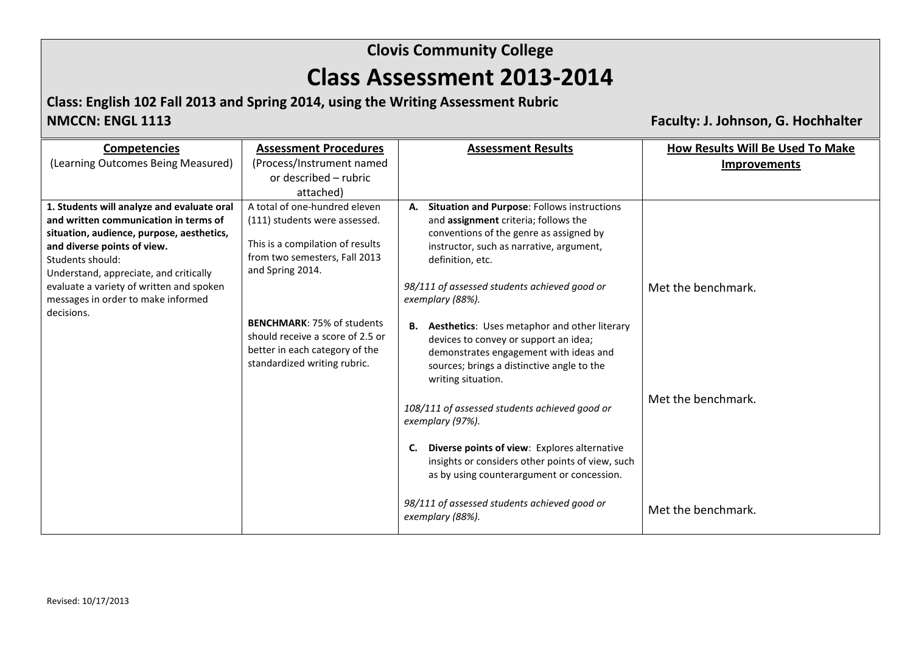# Clovis Community College

# Class Assessment 2013-2014

**Class: English 102 Fall 2013 and Spring 2014, using the Writing Assessment Rubric**

**NMCCN: ENGL 1113**

**Faculty: J. Johnson, G. Hochhalter**

| **Competencies** (Learning Outcomes Being Measured) | **Assessment Procedures** (Process/Instrument named or described – rubric attached) | **Assessment Results** | **How Results Will Be Used To Make Improvements** |
|---|---|---|---|
| **1. Students will analyze and evaluate oral and written communication in terms of situation, audience, purpose, aesthetics, and diverse points of view.** Students should: Understand, appreciate, and critically evaluate a variety of written and spoken messages in order to make informed decisions. | A total of one-hundred eleven (111) students were assessed. This is a compilation of results from two semesters, Fall 2013 and Spring 2014. **BENCHMARK**: 75% of students should receive a score of 2.5 or better in each category of the standardized writing rubric. | **A. Situation and Purpose**: Follows instructions and **assignment** criteria; follows the conventions of the genre as assigned by instructor, such as narrative, argument, definition, etc. *98/111 of assessed students achieved good or exemplary (88%).* | Met the benchmark. |
| | | **B. Aesthetics**: Uses metaphor and other literary devices to convey or support an idea; demonstrates engagement with ideas and sources; brings a distinctive angle to the writing situation. *108/111 of assessed students achieved good or exemplary (97%).* | Met the benchmark. |
| | | **C. Diverse points of view**: Explores alternative insights or considers other points of view, such as by using counterargument or concession. *98/111 of assessed students achieved good or exemplary (88%).* | Met the benchmark. |

Revised: 10/17/2013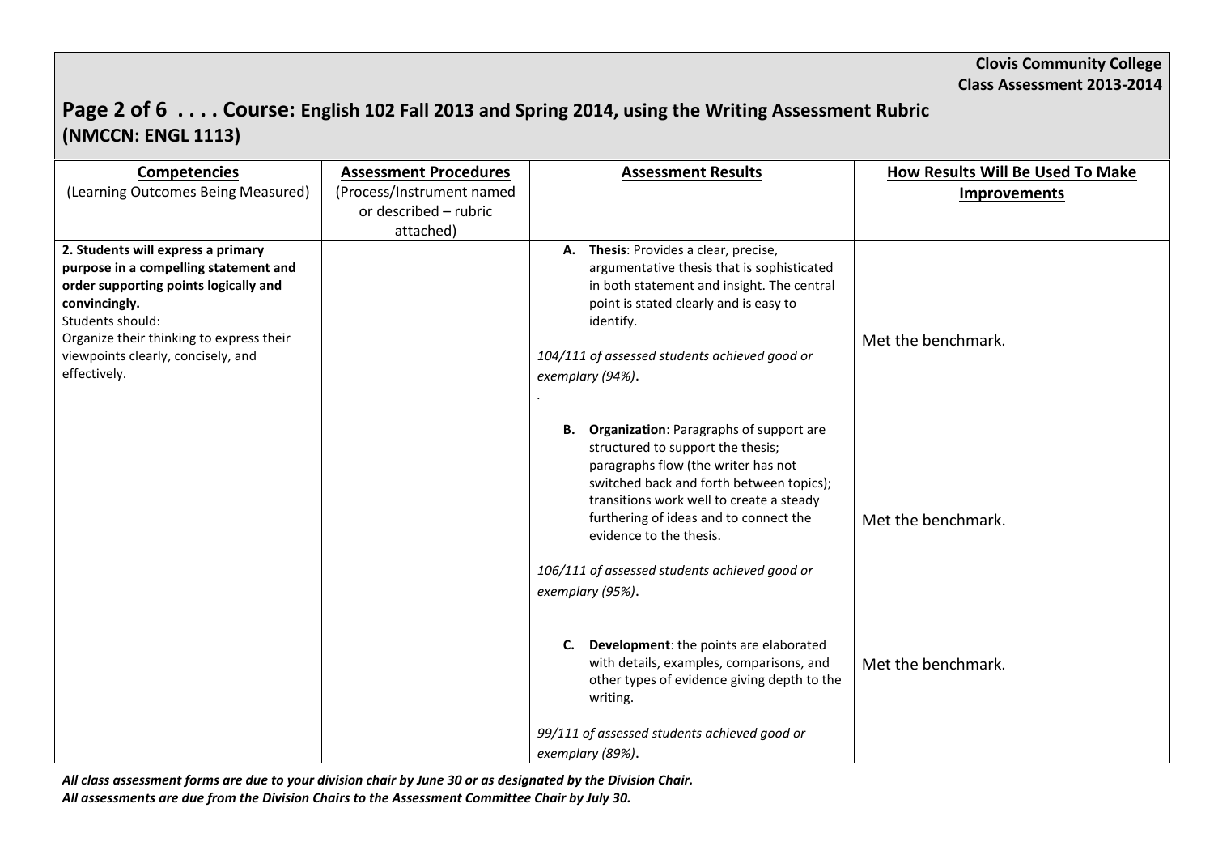**Clovis Community College**
**Class Assessment 2013-2014**

## Page 2 of 6 . . . . Course: English 102 Fall 2013 and Spring 2014, using the Writing Assessment Rubric (NMCCN: ENGL 1113)

| **Competencies** (Learning Outcomes Being Measured) | **Assessment Procedures** (Process/Instrument named or described – rubric attached) | **Assessment Results** | **How Results Will Be Used To Make Improvements** |
|---|---|---|---|
| **2. Students will express a primary purpose in a compelling statement and order supporting points logically and convincingly.** Students should: Organize their thinking to express their viewpoints clearly, concisely, and effectively. | | A. **Thesis**: Provides a clear, precise, argumentative thesis that is sophisticated in both statement and insight. The central point is stated clearly and is easy to identify. *104/111 of assessed students achieved good or exemplary (94%)*. . | Met the benchmark. |
| | | B. **Organization**: Paragraphs of support are structured to support the thesis; paragraphs flow (the writer has not switched back and forth between topics); transitions work well to create a steady furthering of ideas and to connect the evidence to the thesis. *106/111 of assessed students achieved good or exemplary (95%)*. | Met the benchmark. |
| | | C. **Development**: the points are elaborated with details, examples, comparisons, and other types of evidence giving depth to the writing. *99/111 of assessed students achieved good or exemplary (89%)*. | Met the benchmark. |

***All class assessment forms are due to your division chair by June 30 or as designated by the Division Chair.***
***All assessments are due from the Division Chairs to the Assessment Committee Chair by July 30.***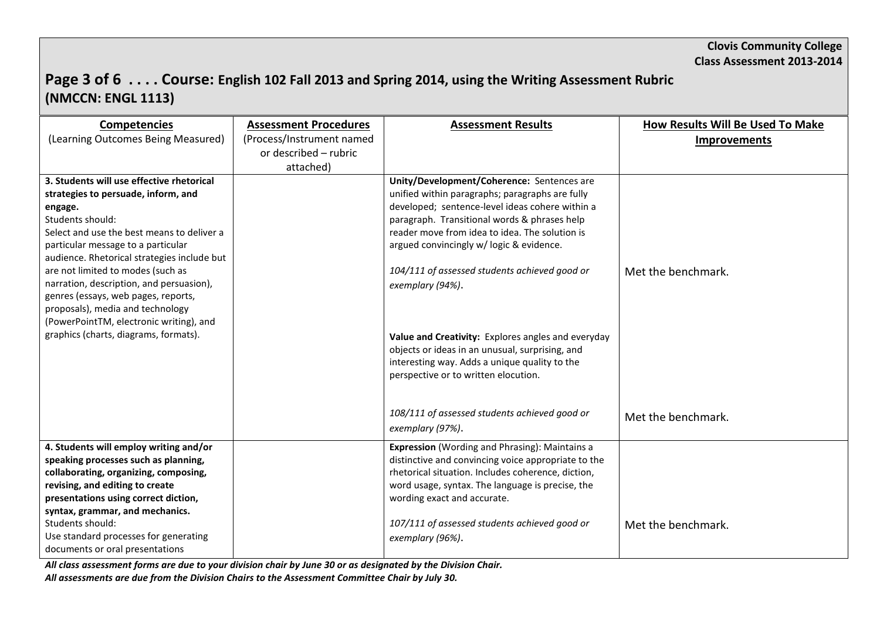**Clovis Community College**
**Class Assessment 2013-2014**

# Page 3 of 6 . . . . Course: English 102 Fall 2013 and Spring 2014, using the Writing Assessment Rubric (NMCCN: ENGL 1113)

| Competencies<br>(Learning Outcomes Being Measured) | Assessment Procedures<br>(Process/Instrument named or described – rubric attached) | Assessment Results | How Results Will Be Used To Make Improvements |
|---|---|---|---|
| **3. Students will use effective rhetorical strategies to persuade, inform, and engage.**<br>Students should:<br>Select and use the best means to deliver a particular message to a particular audience. Rhetorical strategies include but are not limited to modes (such as narration, description, and persuasion), genres (essays, web pages, reports, proposals), media and technology (PowerPointTM, electronic writing), and graphics (charts, diagrams, formats). | | **Unity/Development/Coherence:** Sentences are unified within paragraphs; paragraphs are fully developed; sentence-level ideas cohere within a paragraph. Transitional words & phrases help reader move from idea to idea. The solution is argued convincingly w/ logic & evidence.<br><br>*104/111 of assessed students achieved good or exemplary (94%)*. | Met the benchmark. |
| | | **Value and Creativity:** Explores angles and everyday objects or ideas in an unusual, surprising, and interesting way. Adds a unique quality to the perspective or to written elocution.<br><br>*108/111 of assessed students achieved good or exemplary (97%)*. | Met the benchmark. |
| **4. Students will employ writing and/or speaking processes such as planning, collaborating, organizing, composing, revising, and editing to create presentations using correct diction, syntax, grammar, and mechanics.**<br>Students should:<br>Use standard processes for generating documents or oral presentations | | **Expression** (Wording and Phrasing): Maintains a distinctive and convincing voice appropriate to the rhetorical situation. Includes coherence, diction, word usage, syntax. The language is precise, the wording exact and accurate.<br><br>*107/111 of assessed students achieved good or exemplary (96%)*. | Met the benchmark. |

***All class assessment forms are due to your division chair by June 30 or as designated by the Division Chair.***
***All assessments are due from the Division Chairs to the Assessment Committee Chair by July 30.***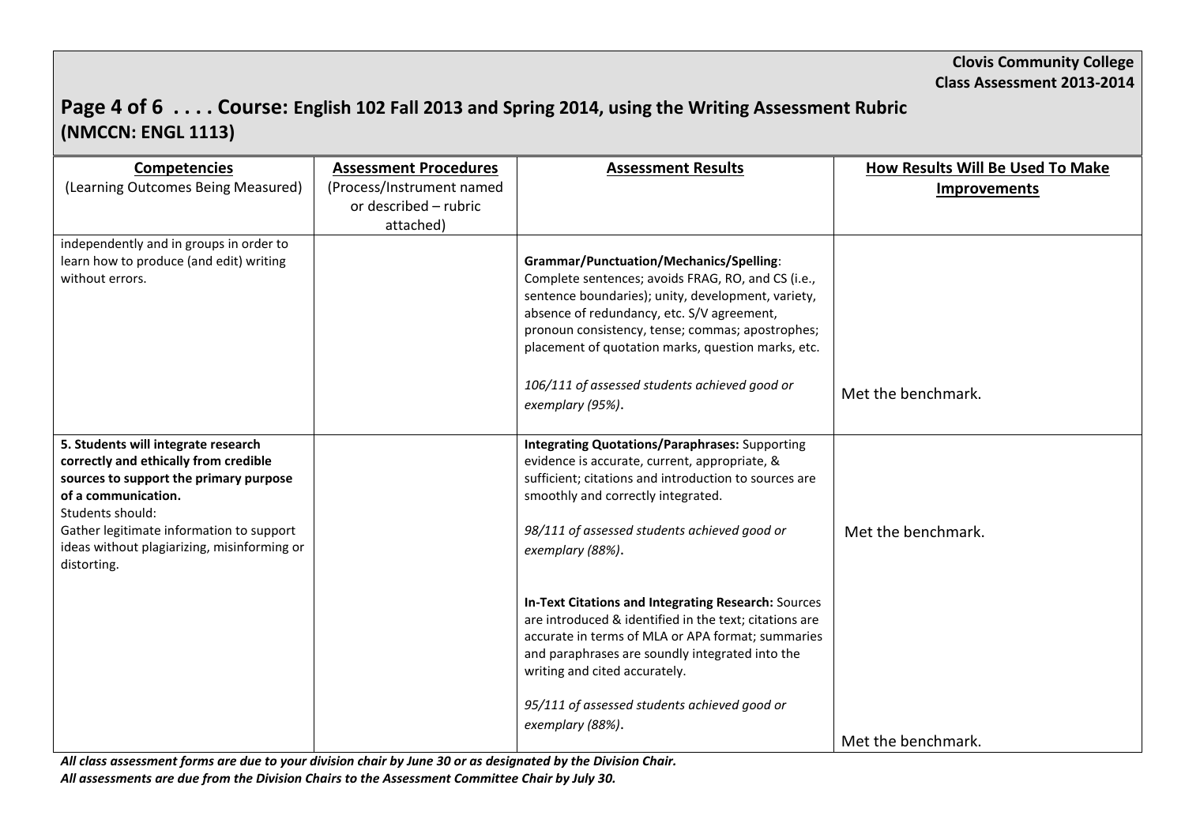**Clovis Community College**
**Class Assessment 2013-2014**

## Page 4 of 6 . . . . Course: English 102 Fall 2013 and Spring 2014, using the Writing Assessment Rubric (NMCCN: ENGL 1113)

| Competencies (Learning Outcomes Being Measured) | Assessment Procedures (Process/Instrument named or described – rubric attached) | Assessment Results | How Results Will Be Used To Make Improvements |
| --- | --- | --- | --- |
| independently and in groups in order to learn how to produce (and edit) writing without errors. | | **Grammar/Punctuation/Mechanics/Spelling**: Complete sentences; avoids FRAG, RO, and CS (i.e., sentence boundaries); unity, development, variety, absence of redundancy, etc. S/V agreement, pronoun consistency, tense; commas; apostrophes; placement of quotation marks, question marks, etc.<br><br>*106/111 of assessed students achieved good or exemplary (95%)*. | Met the benchmark. |
| **5. Students will integrate research correctly and ethically from credible sources to support the primary purpose of a communication.**<br>Students should:<br>Gather legitimate information to support ideas without plagiarizing, misinforming or distorting. | | **Integrating Quotations/Paraphrases:** Supporting evidence is accurate, current, appropriate, & sufficient; citations and introduction to sources are smoothly and correctly integrated.<br><br>*98/111 of assessed students achieved good or exemplary (88%)*. | Met the benchmark. |
| | | **In-Text Citations and Integrating Research:** Sources are introduced & identified in the text; citations are accurate in terms of MLA or APA format; summaries and paraphrases are soundly integrated into the writing and cited accurately.<br><br>*95/111 of assessed students achieved good or exemplary (88%)*. | Met the benchmark. |

***All class assessment forms are due to your division chair by June 30 or as designated by the Division Chair.***
***All assessments are due from the Division Chairs to the Assessment Committee Chair by July 30.***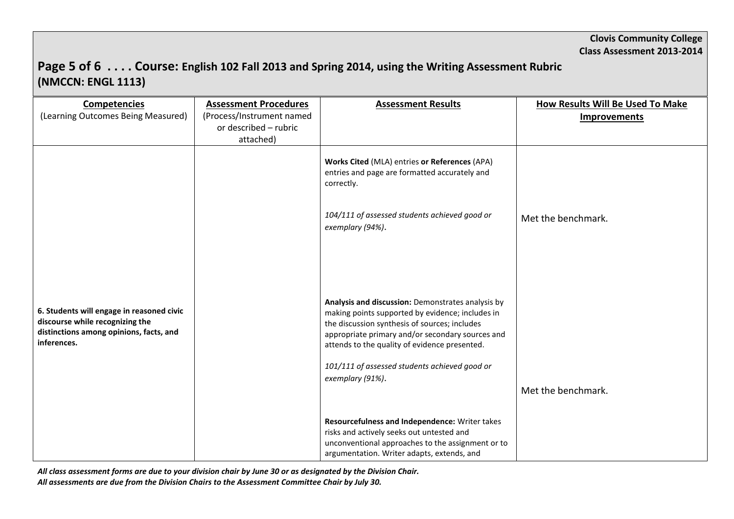**Clovis Community College**
**Class Assessment 2013-2014**

## Page 5 of 6 . . . . Course: English 102 Fall 2013 and Spring 2014, using the Writing Assessment Rubric (NMCCN: ENGL 1113)

| Competencies (Learning Outcomes Being Measured) | Assessment Procedures (Process/Instrument named or described – rubric attached) | Assessment Results | How Results Will Be Used To Make Improvements |
|---|---|---|---|
| | | **Works Cited** (MLA) entries **or References** (APA) entries and page are formatted accurately and correctly. *104/111 of assessed students achieved good or exemplary (94%)*. | Met the benchmark. |
| **6. Students will engage in reasoned civic discourse while recognizing the distinctions among opinions, facts, and inferences.** | | **Analysis and discussion:** Demonstrates analysis by making points supported by evidence; includes in the discussion synthesis of sources; includes appropriate primary and/or secondary sources and attends to the quality of evidence presented. *101/111 of assessed students achieved good or exemplary (91%)*. | Met the benchmark. |
| | | **Resourcefulness and Independence:** Writer takes risks and actively seeks out untested and unconventional approaches to the assignment or to argumentation. Writer adapts, extends, and | |

***All class assessment forms are due to your division chair by June 30 or as designated by the Division Chair.***
***All assessments are due from the Division Chairs to the Assessment Committee Chair by July 30.***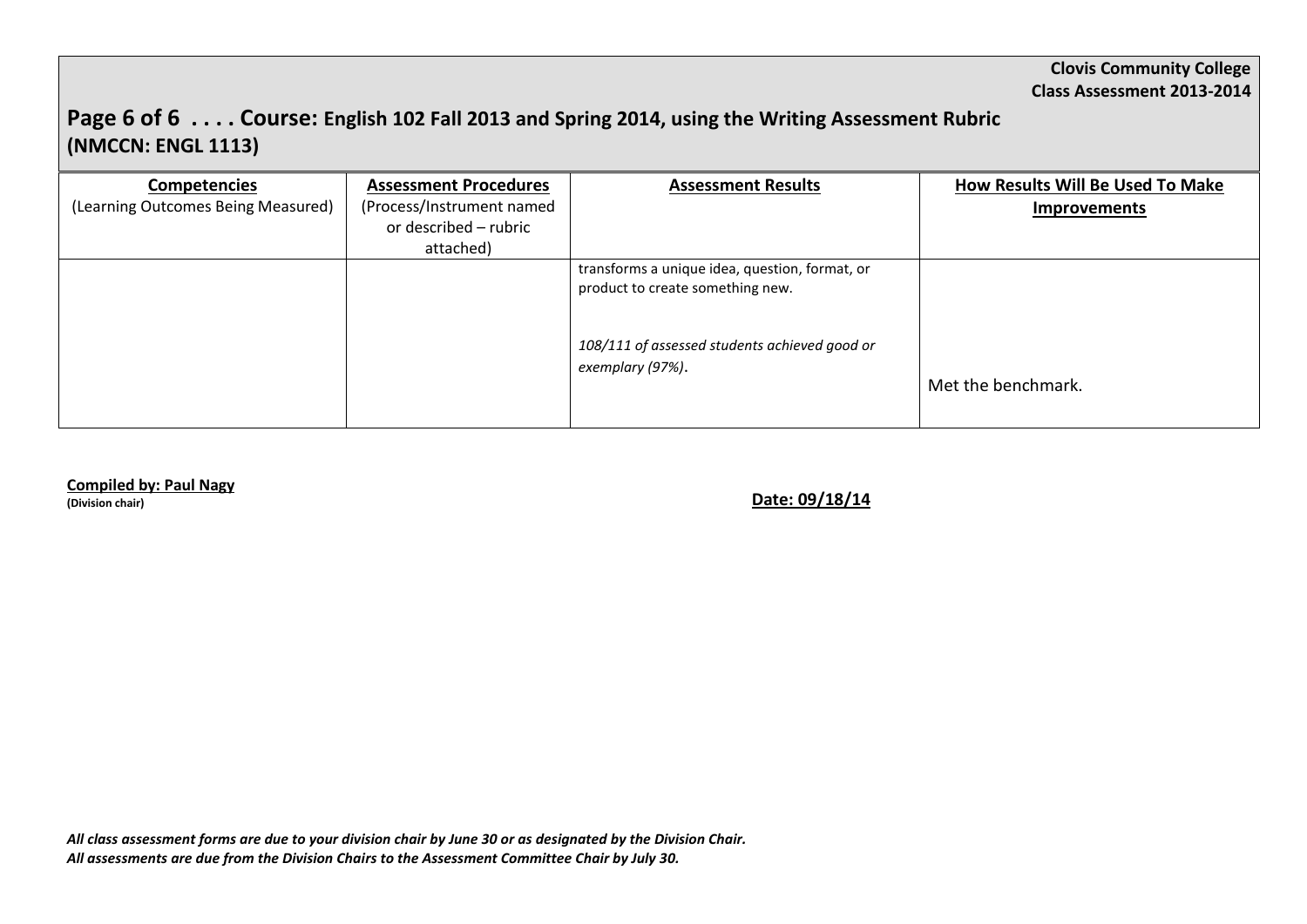**Clovis Community College**
**Class Assessment 2013-2014**

## Page 6 of 6 . . . . Course: English 102 Fall 2013 and Spring 2014, using the Writing Assessment Rubric (NMCCN: ENGL 1113)

| **Competencies** (Learning Outcomes Being Measured) | **Assessment Procedures** (Process/Instrument named or described – rubric attached) | **Assessment Results** | **How Results Will Be Used To Make Improvements** |
|---|---|---|---|
| | | transforms a unique idea, question, format, or product to create something new.<br><br>*108/111 of assessed students achieved good or exemplary (97%)*. | Met the benchmark. |

**Compiled by: Paul Nagy**
**(Division chair)**

**Date: 09/18/14**

*All class assessment forms are due to your division chair by June 30 or as designated by the Division Chair.*
*All assessments are due from the Division Chairs to the Assessment Committee Chair by July 30.*